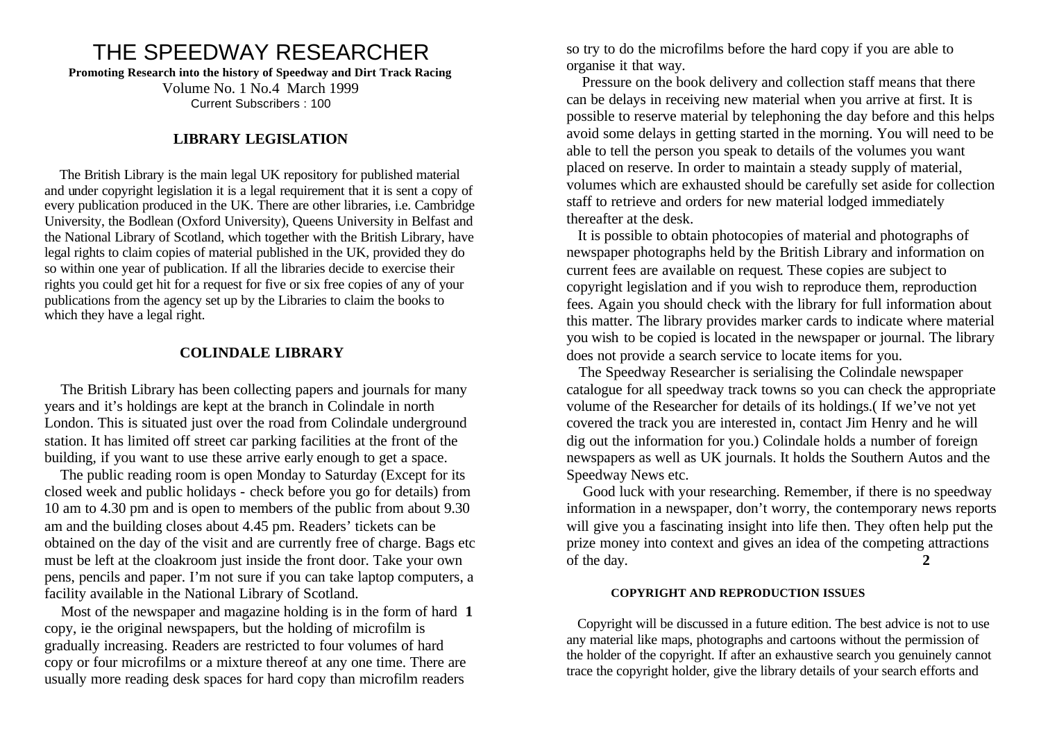# THE SPEEDWAY RESEARCHER

**Promoting Research into the history of Speedway and Dirt Track Racing**

Volume No. 1 No.4 March 1999

Current Subscribers : 100

### LIBRARY LEGISLATION

The British Library is the main legal UK repository for published material and under copyright legislation it is a legal requirement that it is sent a copy of every publication produced in the UK. There are other libraries, i.e. Cambridge University, the Bodlean (Oxford University), Queens University in Belfast and the National Library of Scotland, which together with the British Library, have legal rights to claim copies of material published in the UK, provided they do so within one year of publication. If all the libraries decide to exercise their rights you could get hit for a request for five or six free copies of any of your publications from the agency set up by the Libraries to claim the books to which they have a legal right.

### COLINDALE LIBRARY

The British Library has been collecting papers and journals for many years and it's holdings are kept at the branch in Colindale in north London. This is situated just over the road from Colindale underground station. It has limited off street car parking facilities at the front of the building, if you want to use these arrive early enough to get a space.

The public reading room is open Monday to Saturday (Except for its closed week and public holidays - check before you go for details) from 10 am to 4.30 pm and is open to members of the public from about 9.30 am and the building closes about 4.45 pm. Readers' tickets can be obtained on the day of the visit and are currently free of charge. Bags etc must be left at the cloakroom just inside the front door. Take your own pens, pencils and paper. I'm not sure if you can take laptop computers, a facility available in the National Library of Scotland.

Most of the newspaper and magazine holding is in the form of hard copy, ie the original newspapers, but the holding of microfilm is gradually increasing. Readers are restricted to four volumes of hard copy or four microfilms or a mixture thereof at any one time. There are usually more reading desk spaces for hard copy than microfilm readers so try to do the microfilms before the hard copy if you are able to organise it that way.

Pressure on the book delivery and collection staff means that there can be delays in receiving new material when you arrive at first. It is possible to reserve material by telephoning the day before and this helps avoid some delays in getting started in the morning. You will need to be able to tell the person you speak to details of the volumes you want placed on reserve. In order to maintain a steady supply of material, volumes which are exhausted should be carefully set aside for collection staff to retrieve and orders for new material lodged immediately thereafter at the desk.

It is possible to obtain photocopies of material and photographs of newspaper photographs held by the British Library and information on current fees are available on request. These copies are subject to copyright legislation and if you wish to reproduce them, reproduction fees. Again you should check with the library for full information about this matter. The library provides marker cards to indicate where material you wish to be copied is located in the newspaper or journal. The library does not provide a search service to locate items for you.

The Speedway Researcher is serialising the Colindale newspaper catalogue for all speedway track towns so you can check the appropriate volume of the Researcher for details of its holdings.( If we've not yet covered the track you are interested in, contact Jim Henry and he will dig out the information for you.) Colindale holds a number of foreign newspapers as well as UK journals. It holds the Southern Autos and the Speedway News etc.

Good luck with your researching. Remember, if there is no speedway information in a newspaper, don't worry, the contemporary news reports will give you a fascinating insight into life then. They often help put the prize money into context and gives an idea of the competing attractions of the day.

#### COPYRIGHT AND REPRODUCTION ISSUES

Copyright will be discussed in a future edition. The best advice is not to use any material like maps, photographs and cartoons without the permission of the holder of the copyright. If after an exhaustive search you genuinely cannot trace the copyright holder, give the library details of your search efforts and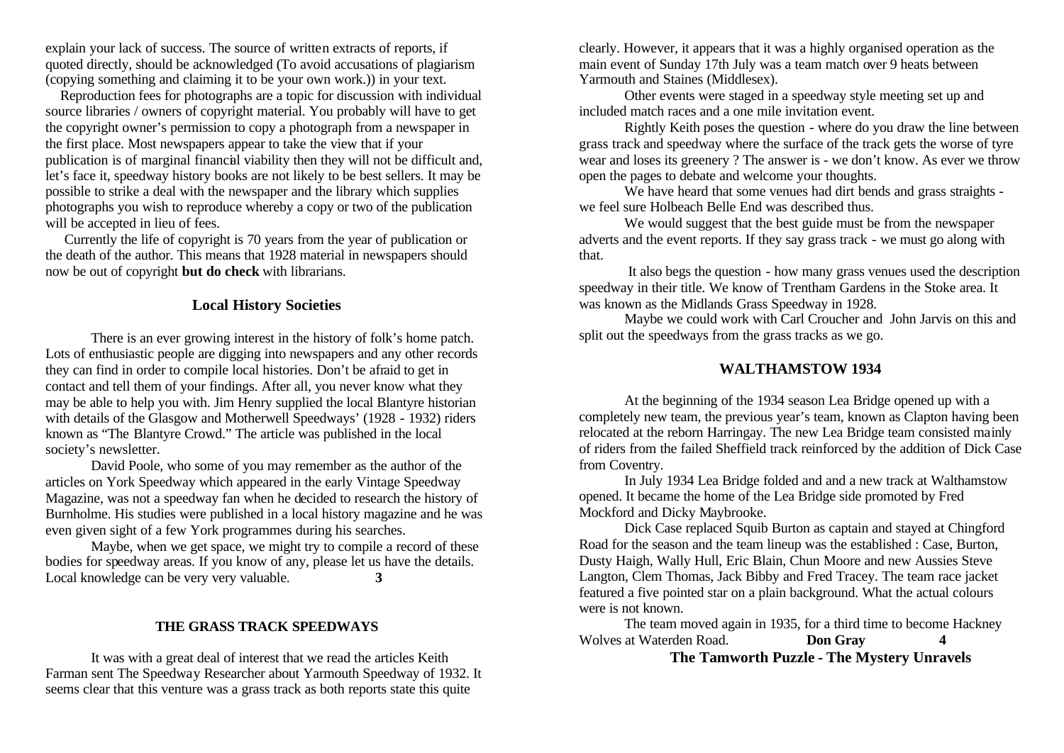explain your lack of success. The source of written extracts of reports, if quoted directly, should be acknowledged (To avoid accusations of plagiarism (copying something and claiming it to be your own work.)) in your text.

Reproduction fees for photographs are a topic for discussion with individual source libraries / owners of copyright material. You probably will have to get the copyright owner's permission to copy a photograph from a newspaper in the first place. Most newspapers appear to take the view that if your publication is of marginal financial viability then they will not be difficult and, let's face it, speedway history books are not likely to be best sellers. It may be possible to strike a deal with the newspaper and the library which supplies photographs you wish to reproduce whereby a copy or two of the publication will be accepted in lieu of fees.

Currently the life of copyright is 70 years from the year of publication or the death of the author. This means that 1928 material in newspapers should now be out of copyright **but do check** with librarians.

### Local History Societies

There is an ever growing interest in the history of folk's home patch. Lots of enthusiastic people are digging into newspapers and any other records they can find in order to compile local histories. Don't be afraid to get in contact and tell them of your findings. After all, you never know what they may be able to help you with. Jim Henry supplied the local Blantyre historian with details of the Glasgow and Motherwell Speedways' (1928 - 1932) riders known as "The Blantyre Crowd." The article was published in the local society's newsletter.

David Poole, who some of you may remember as the author of the articles on York Speedway which appeared in the early Vintage Speedway Magazine, was not a speedway fan when he decided to research the history of Burnholme. His studies were published in a local history magazine and he was even given sight of a few York programmes during his searches.

Maybe, when we get space, we might try to compile a record of these bodies for speedway areas. If you know of any, please let us have the details. Local knowledge can be very very valuable.

### THE GRASS TRACK SPEEDWAYS

It was with a great deal of interest that we read the articles Keith Farman sent The Speedway Researcher about Yarmouth Speedway of 1932. It seems clear that this venture was a grass track as both reports state this quite clearly. However, it appears that it was a highly organised operation as the main event of Sunday 17th July was a team match over 9 heats between Yarmouth and Staines (Middlesex).

Other events were staged in a speedway style meeting set up and included match races and a one mile invitation event.

Rightly Keith poses the question - where do you draw the line between grass track and speedway where the surface of the track gets the worse of tyre wear and loses its greenery ? The answer is - we don't know. As ever we throw open the pages to debate and welcome your thoughts.

We have heard that some venues had dirt bends and grass straights - we feel sure Holbeach Belle End was described thus.

We would suggest that the best guide must be from the newspaper adverts and the event reports. If they say grass track - we must go along with that.

It also begs the question - how many grass venues used the description speedway in their title. We know of Trentham Gardens in the Stoke area. It was known as the Midlands Grass Speedway in 1928.

Maybe we could work with Carl Croucher and John Jarvis on this and split out the speedways from the grass tracks as we go.

### WALTHAMSTOW 1934

At the beginning of the 1934 season Lea Bridge opened up with a completely new team, the previous year's team, known as Clapton having been relocated at the reborn Harringay. The new Lea Bridge team consisted mainly of riders from the failed Sheffield track reinforced by the addition of Dick Case from Coventry.

In July 1934 Lea Bridge folded and and a new track at Walthamstow opened. It became the home of the Lea Bridge side promoted by Fred Mockford and Dicky Maybrooke.

Dick Case replaced Squib Burton as captain and stayed at Chingford Road for the season and the team lineup was the established : Case, Burton, Dusty Haigh, Wally Hull, Eric Blain, Chun Moore and new Aussies Steve Langton, Clem Thomas, Jack Bibby and Fred Tracey. The team race jacket featured a five pointed star on a plain background. What the actual colours were is not known.

The team moved again in 1935, for a third time to become Hackney Wolves at Waterden Road. **Don Gray**

### The Tamworth Puzzle - The Mystery Unravels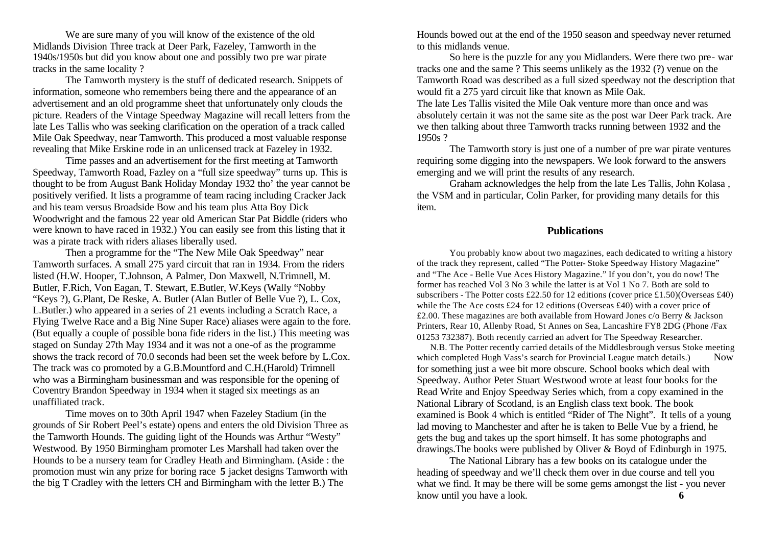We are sure many of you will know of the existence of the old Midlands Division Three track at Deer Park, Fazeley, Tamworth in the 1940s/1950s but did you know about one and possibly two pre war pirate tracks in the same locality ?

The Tamworth mystery is the stuff of dedicated research. Snippets of information, someone who remembers being there and the appearance of an advertisement and an old programme sheet that unfortunately only clouds the picture. Readers of the Vintage Speedway Magazine will recall letters from the late Les Tallis who was seeking clarification on the operation of a track called Mile Oak Speedway, near Tamworth. This produced a most valuable response revealing that Mike Erskine rode in an unlicensed track at Fazeley in 1932.

Time passes and an advertisement for the first meeting at Tamworth Speedway, Tamworth Road, Fazley on a "full size speedway" turns up. This is thought to be from August Bank Holiday Monday 1932 tho' the year cannot be positively verified. It lists a programme of team racing including Cracker Jack and his team versus Broadside Bow and his team plus Atta Boy Dick Woodwright and the famous 22 year old American Star Pat Biddle (riders who were known to have raced in 1932.) You can easily see from this listing that it was a pirate track with riders aliases liberally used.

Then a programme for the "The New Mile Oak Speedway" near Tamworth surfaces. A small 275 yard circuit that ran in 1934. From the riders listed (H.W. Hooper, T.Johnson, A Palmer, Don Maxwell, N.Trimnell, M. Butler, F.Rich, Von Eagan, T. Stewart, E.Butler, W.Keys (Wally "Nobby "Keys ?), G.Plant, De Reske, A. Butler (Alan Butler of Belle Vue ?), L. Cox, L.Butler.) who appeared in a series of 21 events including a Scratch Race, a Flying Twelve Race and a Big Nine Super Race) aliases were again to the fore. (But equally a couple of possible bona fide riders in the list.) This meeting was staged on Sunday 27th May 1934 and it was not a one-of as the programme shows the track record of 70.0 seconds had been set the week before by L.Cox. The track was co promoted by a G.B.Mountford and C.H.(Harold) Trimnell who was a Birmingham businessman and was responsible for the opening of Coventry Brandon Speedway in 1934 when it staged six meetings as an unaffiliated track.

Time moves on to 30th April 1947 when Fazeley Stadium (in the grounds of Sir Robert Peel's estate) opens and enters the old Division Three as the Tamworth Hounds. The guiding light of the Hounds was Arthur "Westy" Westwood. By 1950 Birmingham promoter Les Marshall had taken over the Hounds to be a nursery team for Cradley Heath and Birmingham. (Aside : the promotion must win any prize for boring race jacket designs Tamworth with the big T Cradley with the letters CH and Birmingham with the letter B.) The Hounds bowed out at the end of the 1950 season and speedway never returned to this midlands venue.

So here is the puzzle for any you Midlanders. Were there two pre- war tracks one and the same ? This seems unlikely as the 1932 (?) venue on the Tamworth Road was described as a full sized speedway not the description that would fit a 275 yard circuit like that known as Mile Oak.

The late Les Tallis visited the Mile Oak venture more than once and was absolutely certain it was not the same site as the post war Deer Park track. Are we then talking about three Tamworth tracks running between 1932 and the 1950s ?

The Tamworth story is just one of a number of pre war pirate ventures requiring some digging into the newspapers. We look forward to the answers emerging and we will print the results of any research.

Graham acknowledges the help from the late Les Tallis, John Kolasa , the VSM and in particular, Colin Parker, for providing many details for this item.

## Publications

You probably know about two magazines, each dedicated to writing a history of the track they represent, called "The Potter- Stoke Speedway History Magazine" and "The Ace - Belle Vue Aces History Magazine." If you don't, you do now! The former has reached Vol 3 No 3 while the latter is at Vol 1 No 7. Both are sold to subscribers - The Potter costs £22.50 for 12 editions (cover price £1.50)(Overseas £40) while the The Ace costs £24 for 12 editions (Overseas £40) with a cover price of £2.00. These magazines are both available from Howard Jones c/o Berry & Jackson Printers, Rear 10, Allenby Road, St Annes on Sea, Lancashire FY8 2DG (Phone /Fax 01253 732387). Both recently carried an advert for The Speedway Researcher.

N.B. The Potter recently carried details of the Middlesbrough versus Stoke meeting which completed Hugh Vass's search for Provincial League match details.)

Now for something just a wee bit more obscure. School books which deal with Speedway. Author Peter Stuart Westwood wrote at least four books for the Read Write and Enjoy Speedway Series which, from a copy examined in the National Library of Scotland, is an English class text book. The book examined is Book 4 which is entitled "Rider of The Night". It tells of a young lad moving to Manchester and after he is taken to Belle Vue by a friend, he gets the bug and takes up the sport himself. It has some photographs and drawings.The books were published by Oliver & Boyd of Edinburgh in 1975.

The National Library has a few books on its catalogue under the heading of speedway and we'll check them over in due course and tell you what we find. It may be there will be some gems amongst the list - you never know until you have a look.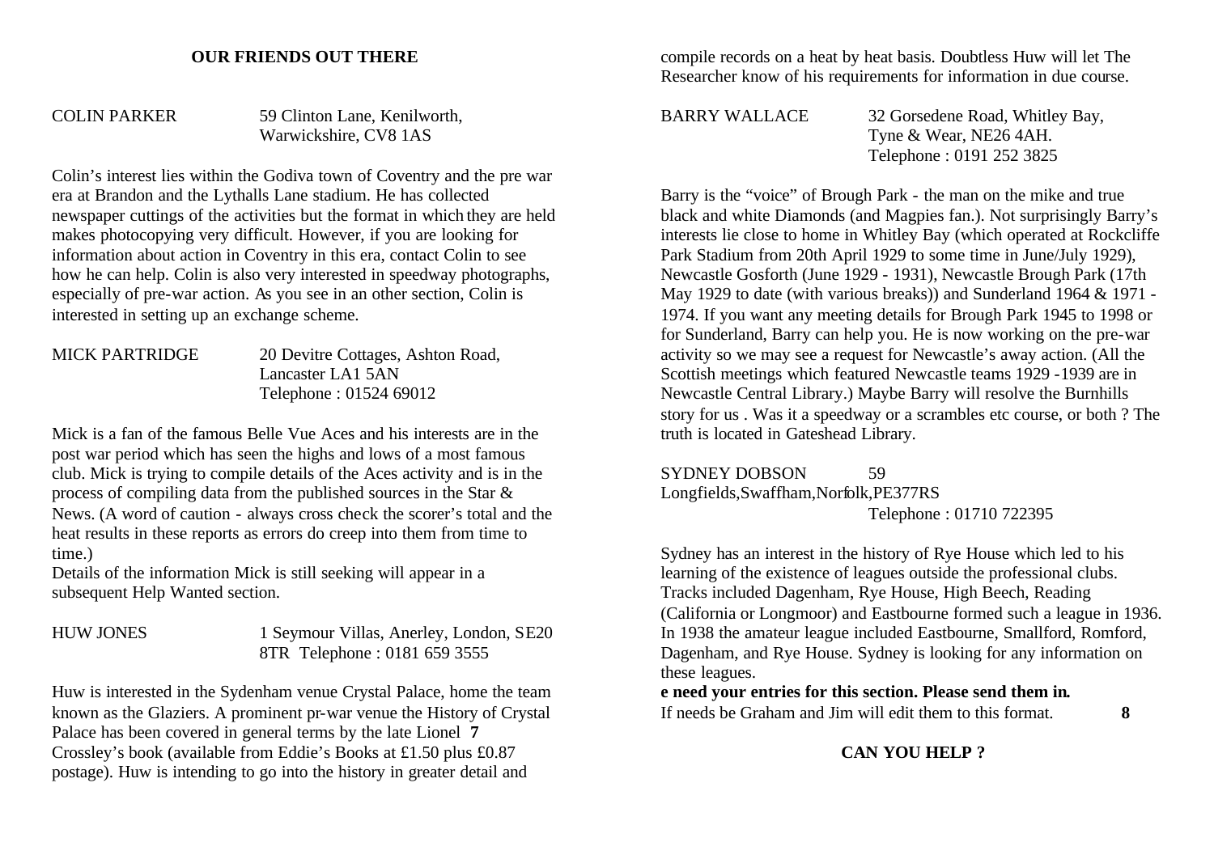**OUR FRIENDS OUT THERE**

COLIN PARKER — 59 Clinton Lane, Kenilworth, Warwickshire, CV8 1AS

Colin's interest lies within the Godiva town of Coventry and the pre war era at Brandon and the Lythalls Lane stadium. He has collected newspaper cuttings of the activities but the format in which they are held makes photocopying very difficult. However, if you are looking for information about action in Coventry in this era, contact Colin to see how he can help. Colin is also very interested in speedway photographs, especially of pre-war action. As you see in an other section, Colin is interested in setting up an exchange scheme.

MICK PARTRIDGE — 20 Devitre Cottages, Ashton Road, Lancaster LA1 5AN
Telephone : 01524 69012

Mick is a fan of the famous Belle Vue Aces and his interests are in the post war period which has seen the highs and lows of a most famous club. Mick is trying to compile details of the Aces activity and is in the process of compiling data from the published sources in the Star & News. (A word of caution - always cross check the scorer's total and the heat results in these reports as errors do creep into them from time to time.)
Details of the information Mick is still seeking will appear in a subsequent Help Wanted section.

HUW JONES — 1 Seymour Villas, Anerley, London, SE20 8TR Telephone : 0181 659 3555

Huw is interested in the Sydenham venue Crystal Palace, home the team known as the Glaziers. A prominent pr-war venue the History of Crystal Palace has been covered in general terms by the late Lionel Crossley's book (available from Eddie's Books at £1.50 plus £0.87 postage). Huw is intending to go into the history in greater detail and compile records on a heat by heat basis. Doubtless Huw will let The Researcher know of his requirements for information in due course.

BARRY WALLACE — 32 Gorsedene Road, Whitley Bay, Tyne & Wear, NE26 4AH.
Telephone : 0191 252 3825

Barry is the "voice" of Brough Park - the man on the mike and true black and white Diamonds (and Magpies fan.). Not surprisingly Barry's interests lie close to home in Whitley Bay (which operated at Rockcliffe Park Stadium from 20th April 1929 to some time in June/July 1929), Newcastle Gosforth (June 1929 - 1931), Newcastle Brough Park (17th May 1929 to date (with various breaks)) and Sunderland 1964 & 1971 - 1974. If you want any meeting details for Brough Park 1945 to 1998 or for Sunderland, Barry can help you. He is now working on the pre-war activity so we may see a request for Newcastle's away action. (All the Scottish meetings which featured Newcastle teams 1929 -1939 are in Newcastle Central Library.) Maybe Barry will resolve the Burnhills story for us . Was it a speedway or a scrambles etc course, or both ? The truth is located in Gateshead Library.

SYDNEY DOBSON — 59 Longfields,Swaffham,Norfolk,PE377RS
Telephone : 01710 722395

Sydney has an interest in the history of Rye House which led to his learning of the existence of leagues outside the professional clubs. Tracks included Dagenham, Rye House, High Beech, Reading (California or Longmoor) and Eastbourne formed such a league in 1936. In 1938 the amateur league included Eastbourne, Smallford, Romford, Dagenham, and Rye House. Sydney is looking for any information on these leagues.

**e need your entries for this section. Please send them in.**
If needs be Graham and Jim will edit them to this format.

**CAN YOU HELP ?**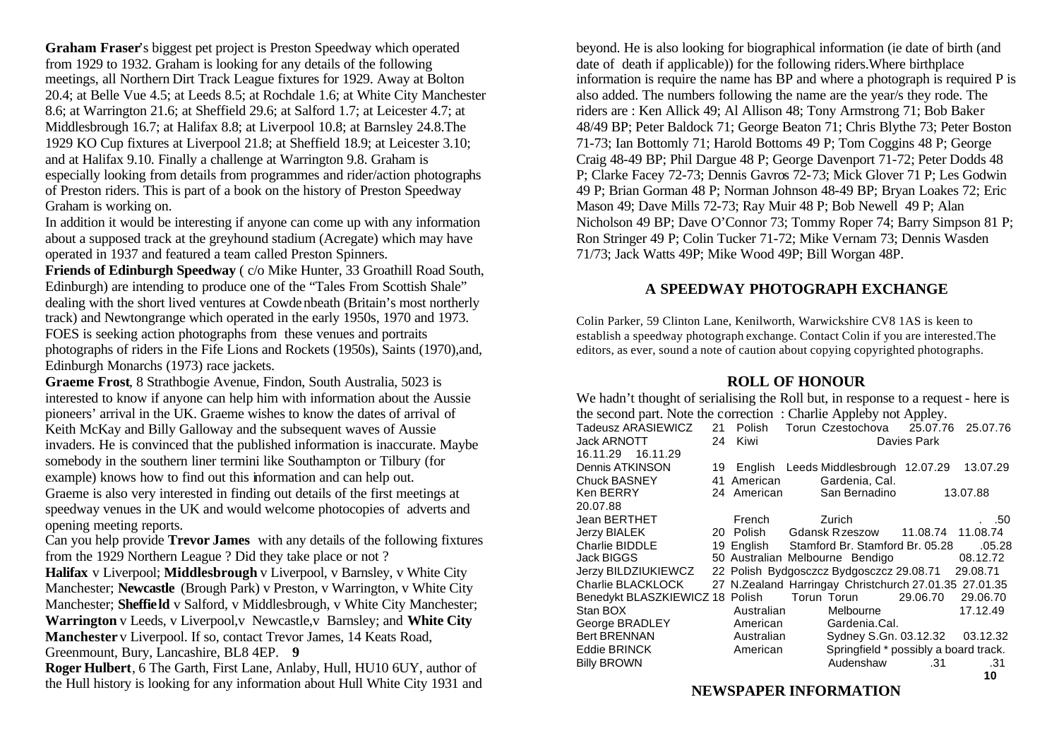**Graham Fraser**'s biggest pet project is Preston Speedway which operated from 1929 to 1932. Graham is looking for any details of the following meetings, all Northern Dirt Track League fixtures for 1929. Away at Bolton 20.4; at Belle Vue 4.5; at Leeds 8.5; at Rochdale 1.6; at White City Manchester 8.6; at Warrington 21.6; at Sheffield 29.6; at Salford 1.7; at Leicester 4.7; at Middlesbrough 16.7; at Halifax 8.8; at Liverpool 10.8; at Barnsley 24.8.The 1929 KO Cup fixtures at Liverpool 21.8; at Sheffield 18.9; at Leicester 3.10; and at Halifax 9.10. Finally a challenge at Warrington 9.8. Graham is especially looking from details from programmes and rider/action photographs of Preston riders. This is part of a book on the history of Preston Speedway Graham is working on.

In addition it would be interesting if anyone can come up with any information about a supposed track at the greyhound stadium (Acregate) which may have operated in 1937 and featured a team called Preston Spinners.

**Friends of Edinburgh Speedway** ( c/o Mike Hunter, 33 Groathill Road South, Edinburgh) are intending to produce one of the "Tales From Scottish Shale" dealing with the short lived ventures at Cowdenbeath (Britain's most northerly track) and Newtongrange which operated in the early 1950s, 1970 and 1973. FOES is seeking action photographs from these venues and portraits photographs of riders in the Fife Lions and Rockets (1950s), Saints (1970),and, Edinburgh Monarchs (1973) race jackets.

**Graeme Frost**, 8 Strathbogie Avenue, Findon, South Australia, 5023 is interested to know if anyone can help him with information about the Aussie pioneers' arrival in the UK. Graeme wishes to know the dates of arrival of Keith McKay and Billy Galloway and the subsequent waves of Aussie invaders. He is convinced that the published information is inaccurate. Maybe somebody in the southern liner termini like Southampton or Tilbury (for example) knows how to find out this information and can help out.

Graeme is also very interested in finding out details of the first meetings at speedway venues in the UK and would welcome photocopies of adverts and opening meeting reports.

Can you help provide **Trevor James** with any details of the following fixtures from the 1929 Northern League ? Did they take place or not ?

**Halifax** v Liverpool; **Middlesbrough** v Liverpool, v Barnsley, v White City Manchester; **Newcastle** (Brough Park) v Preston, v Warrington, v White City Manchester; **Sheffield** v Salford, v Middlesbrough, v White City Manchester; **Warrington** v Leeds, v Liverpool,v Newcastle,v Barnsley; and **White City Manchester** v Liverpool. If so, contact Trevor James, 14 Keats Road, Greenmount, Bury, Lancashire, BL8 4EP.

**Roger Hulbert**, 6 The Garth, First Lane, Anlaby, Hull, HU10 6UY, author of the Hull history is looking for any information about Hull White City 1931 and beyond. He is also looking for biographical information (ie date of birth (and date of death if applicable)) for the following riders.Where birthplace information is require the name has BP and where a photograph is required P is also added. The numbers following the name are the year/s they rode. The riders are : Ken Allick 49; Al Allison 48; Tony Armstrong 71; Bob Baker 48/49 BP; Peter Baldock 71; George Beaton 71; Chris Blythe 73; Peter Boston 71-73; Ian Bottomly 71; Harold Bottoms 49 P; Tom Coggins 48 P; George Craig 48-49 BP; Phil Dargue 48 P; George Davenport 71-72; Peter Dodds 48 P; Clarke Facey 72-73; Dennis Gavros 72-73; Mick Glover 71 P; Les Godwin 49 P; Brian Gorman 48 P; Norman Johnson 48-49 BP; Bryan Loakes 72; Eric Mason 49; Dave Mills 72-73; Ray Muir 48 P; Bob Newell 49 P; Alan Nicholson 49 BP; Dave O'Connor 73; Tommy Roper 74; Barry Simpson 81 P; Ron Stringer 49 P; Colin Tucker 71-72; Mike Vernam 73; Dennis Wasden 71/73; Jack Watts 49P; Mike Wood 49P; Bill Worgan 48P.

## A SPEEDWAY PHOTOGRAPH EXCHANGE

Colin Parker, 59 Clinton Lane, Kenilworth, Warwickshire CV8 1AS is keen to establish a speedway photograph exchange. Contact Colin if you are interested.The editors, as ever, sound a note of caution about copying copyrighted photographs.

## ROLL OF HONOUR

We hadn't thought of serialising the Roll but, in response to a request - here is the second part. Note the correction : Charlie Appleby not Appley.

| Rider | Age | Nationality | Tracks | Date | Date |
|---|---|---|---|---|---|
| Tadeusz ARASIEWICZ | 21 | Polish | Torun Czestochova | 25.07.76 | 25.07.76 |
| Jack ARNOTT | 24 | Kiwi | Davies Park | 16.11.29 | 16.11.29 |
| Dennis ATKINSON | 19 | English | Leeds Middlesbrough | 12.07.29 | 13.07.29 |
| Chuck BASNEY | 41 | American | Gardenia, Cal. | | |
| Ken BERRY | 24 | American | San Bernadino | 13.07.88 | 20.07.88 |
| Jean BERTHET | | French | Zurich | . | .50 |
| Jerzy BIALEK | 20 | Polish | Gdansk Rzeszow | 11.08.74 | 11.08.74 |
| Charlie BIDDLE | 19 | English | Stamford Br. Stamford Br. | 05.28 | .05.28 |
| Jack BIGGS | 50 | Australian | Melbourne Bendigo | | 08.12.72 |
| Jerzy BILDZIUKIEWCZ | 22 | Polish | Bydgosczcz Bydgosczcz | 29.08.71 | 29.08.71 |
| Charlie BLACKLOCK | 27 | N.Zealand | Harringay Christchurch | 27.01.35 | 27.01.35 |
| Benedykt BLASZKIEWICZ | 18 | Polish | Torun Torun | 29.06.70 | 29.06.70 |
| Stan BOX | | Australian | Melbourne | | 17.12.49 |
| George BRADLEY | | American | Gardenia.Cal. | | |
| Bert BRENNAN | | Australian | Sydney S.Gn. | 03.12.32 | 03.12.32 |
| Eddie BRINCK | | American | Springfield * possibly a board track. | | |
| Billy BROWN | | | Audenshaw | .31 | .31 |

## NEWSPAPER INFORMATION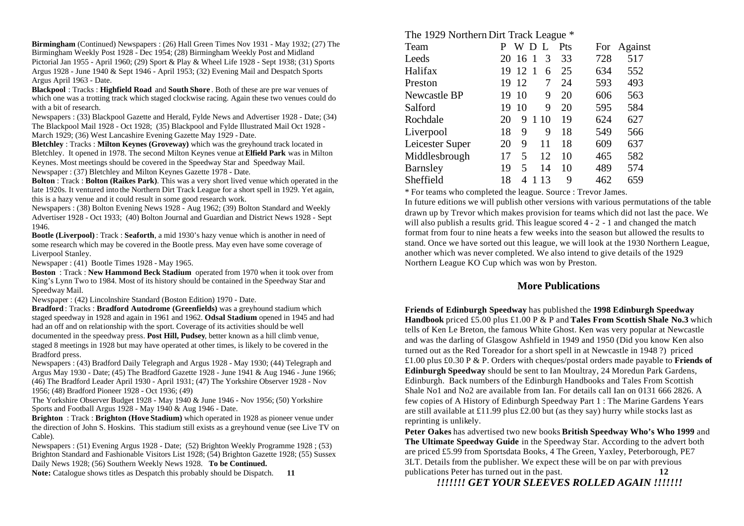**Birmingham** (Continued) Newspapers : (26) Hall Green Times Nov 1931 - May 1932; (27) The Birmingham Weekly Post 1928 - Dec 1954; (28) Birmingham Weekly Post and Midland Pictorial Jan 1955 - April 1960; (29) Sport & Play & Wheel Life 1928 - Sept 1938; (31) Sports Argus 1928 - June 1940 & Sept 1946 - April 1953; (32) Evening Mail and Despatch Sports Argus April 1963 - Date.

**Blackpool** : Tracks : **Highfield Road** and **South Shore**. Both of these are pre war venues of which one was a trotting track which staged clockwise racing. Again these two venues could do with a bit of research.

Newspapers : (33) Blackpool Gazette and Herald, Fylde News and Advertiser 1928 - Date; (34) The Blackpool Mail 1928 - Oct 1928; (35) Blackpool and Fylde Illustrated Mail Oct 1928 - March 1929; (36) West Lancashire Evening Gazette May 1929 - Date.

**Bletchley** : Tracks : **Milton Keynes (Groveway)** which was the greyhound track located in Bletchley. It opened in 1978. The second Milton Keynes venue at **Elfield Park** was in Milton Keynes. Most meetings should be covered in the Speedway Star and Speedway Mail.

Newspaper : (37) Bletchley and Milton Keynes Gazette 1978 - Date.

**Bolton** : Track : **Bolton (Raikes Park)**. This was a very short lived venue which operated in the late 1920s. It ventured into the Northern Dirt Track League for a short spell in 1929. Yet again, this is a hazy venue and it could result in some good research work.

Newspapers : (38) Bolton Evening News 1928 - Aug 1962; (39) Bolton Standard and Weekly Advertiser 1928 - Oct 1933; (40) Bolton Journal and Guardian and District News 1928 - Sept 1946.

**Bootle (Liverpool)** : Track : **Seaforth**, a mid 1930's hazy venue which is another in need of some research which may be covered in the Bootle press. May even have some coverage of Liverpool Stanley.

Newspaper : (41) Bootle Times 1928 - May 1965.

**Boston** : Track : **New Hammond Beck Stadium** operated from 1970 when it took over from King's Lynn Two to 1984. Most of its history should be contained in the Speedway Star and Speedway Mail.

Newspaper : (42) Lincolnshire Standard (Boston Edition) 1970 - Date.

**Bradford** : Tracks : **Bradford Autodrome (Greenfields)** was a greyhound stadium which staged speedway in 1928 and again in 1961 and 1962. **Odsal Stadium** opened in 1945 and had had an off and on relationship with the sport. Coverage of its activities should be well documented in the speedway press. **Post Hill, Pudsey**, better known as a hill climb venue, staged 8 meetings in 1928 but may have operated at other times, is likely to be covered in the Bradford press.

Newspapers : (43) Bradford Daily Telegraph and Argus 1928 - May 1930; (44) Telegraph and Argus May 1930 - Date; (45) The Bradford Gazette 1928 - June 1941 & Aug 1946 - June 1966; (46) The Bradford Leader April 1930 - April 1931; (47) The Yorkshire Observer 1928 - Nov 1956; (48) Bradford Pioneer 1928 - Oct 1936; (49)

The Yorkshire Observer Budget 1928 - May 1940 & June 1946 - Nov 1956; (50) Yorkshire Sports and Football Argus 1928 - May 1940 & Aug 1946 - Date.

**Brighton** : Track : **Brighton (Hove Stadium)** which operated in 1928 as pioneer venue under the direction of John S. Hoskins. This stadium still exists as a greyhound venue (see Live TV on Cable).

Newspapers : (51) Evening Argus 1928 - Date; (52) Brighton Weekly Programme 1928 ; (53) Brighton Standard and Fashionable Visitors List 1928; (54) Brighton Gazette 1928; (55) Sussex Daily News 1928; (56) Southern Weekly News 1928. **To be Continued.**

**Note:** Catalogue shows titles as Despatch this probably should be Dispatch.

The 1929 Northern Dirt Track League *

| Team | P | W | D | L | Pts | For | Against |
|---|---|---|---|---|---|---|---|
| Leeds | 20 | 16 | 1 | 3 | 33 | 728 | 517 |
| Halifax | 19 | 12 | 1 | 6 | 25 | 634 | 552 |
| Preston | 19 | 12 | | 7 | 24 | 593 | 493 |
| Newcastle BP | 19 | 10 | | 9 | 20 | 606 | 563 |
| Salford | 19 | 10 | | 9 | 20 | 595 | 584 |
| Rochdale | 20 | 9 | 1 | 10 | 19 | 624 | 627 |
| Liverpool | 18 | 9 | | 9 | 18 | 549 | 566 |
| Leicester Super | 20 | 9 | | 11 | 18 | 609 | 637 |
| Middlesbrough | 17 | 5 | | 12 | 10 | 465 | 582 |
| Barnsley | 19 | 5 | | 14 | 10 | 489 | 574 |
| Sheffield | 18 | 4 | 1 | 13 | 9 | 462 | 659 |

* For teams who completed the league. Source : Trevor James.

In future editions we will publish other versions with various permutations of the table drawn up by Trevor which makes provision for teams which did not last the pace. We will also publish a results grid. This league scored 4 - 2 - 1 and changed the match format from four to nine heats a few weeks into the season but allowed the results to stand. Once we have sorted out this league, we will look at the 1930 Northern League, another which was never completed. We also intend to give details of the 1929 Northern League KO Cup which was won by Preston.

## More Publications

**Friends of Edinburgh Speedway** has published the **1998 Edinburgh Speedway Handbook** priced £5.00 plus £1.00 P & P and **Tales From Scottish Shale No.3** which tells of Ken Le Breton, the famous White Ghost. Ken was very popular at Newcastle and was the darling of Glasgow Ashfield in 1949 and 1950 (Did you know Ken also turned out as the Red Toreador for a short spell in at Newcastle in 1948 ?) priced £1.00 plus £0.30 P & P. Orders with cheques/postal orders made payable to **Friends of Edinburgh Speedway** should be sent to Ian Moultray, 24 Moredun Park Gardens, Edinburgh. Back numbers of the Edinburgh Handbooks and Tales From Scottish Shale No1 and No2 are available from Ian. For details call Ian on 0131 666 2826. A few copies of A History of Edinburgh Speedway Part 1 : The Marine Gardens Years are still available at £11.99 plus £2.00 but (as they say) hurry while stocks last as reprinting is unlikely.

**Peter Oakes** has advertised two new books **British Speedway Who's Who 1999** and **The Ultimate Speedway Guide** in the Speedway Star. According to the advert both are priced £5.99 from Sportsdata Books, 4 The Green, Yaxley, Peterborough, PE7 3LT. Details from the publisher. We expect these will be on par with previous publications Peter has turned out in the past.

***!!!!!!! GET YOUR SLEEVES ROLLED AGAIN !!!!!!!***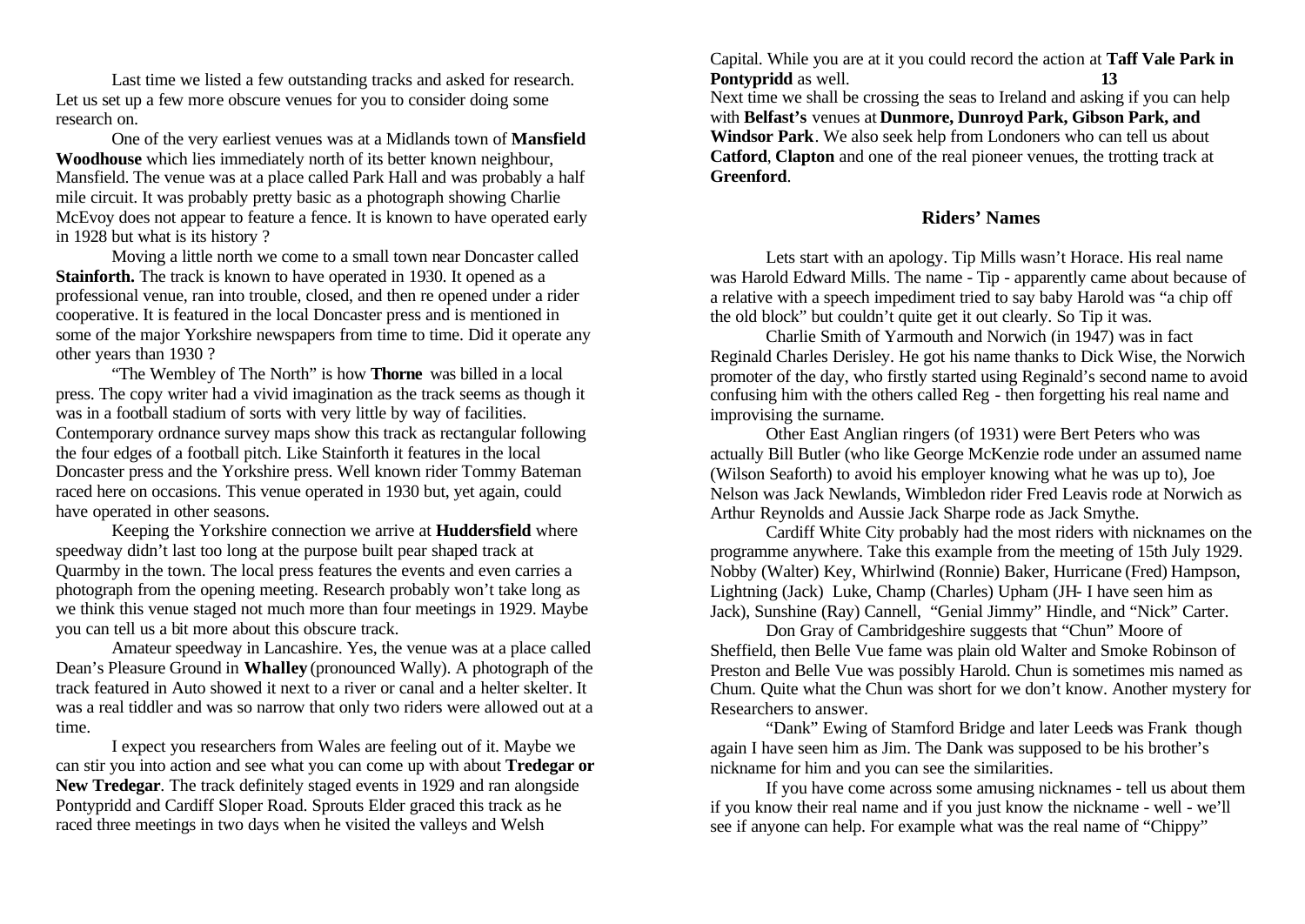Last time we listed a few outstanding tracks and asked for research. Let us set up a few more obscure venues for you to consider doing some research on.

One of the very earliest venues was at a Midlands town of **Mansfield Woodhouse** which lies immediately north of its better known neighbour, Mansfield. The venue was at a place called Park Hall and was probably a half mile circuit. It was probably pretty basic as a photograph showing Charlie McEvoy does not appear to feature a fence. It is known to have operated early in 1928 but what is its history ?

Moving a little north we come to a small town near Doncaster called **Stainforth.** The track is known to have operated in 1930. It opened as a professional venue, ran into trouble, closed, and then re opened under a rider cooperative. It is featured in the local Doncaster press and is mentioned in some of the major Yorkshire newspapers from time to time. Did it operate any other years than 1930 ?

"The Wembley of The North" is how **Thorne** was billed in a local press. The copy writer had a vivid imagination as the track seems as though it was in a football stadium of sorts with very little by way of facilities. Contemporary ordnance survey maps show this track as rectangular following the four edges of a football pitch. Like Stainforth it features in the local Doncaster press and the Yorkshire press. Well known rider Tommy Bateman raced here on occasions. This venue operated in 1930 but, yet again, could have operated in other seasons.

Keeping the Yorkshire connection we arrive at **Huddersfield** where speedway didn't last too long at the purpose built pear shaped track at Quarmby in the town. The local press features the events and even carries a photograph from the opening meeting. Research probably won't take long as we think this venue staged not much more than four meetings in 1929. Maybe you can tell us a bit more about this obscure track.

Amateur speedway in Lancashire. Yes, the venue was at a place called Dean's Pleasure Ground in **Whalley** (pronounced Wally). A photograph of the track featured in Auto showed it next to a river or canal and a helter skelter. It was a real tiddler and was so narrow that only two riders were allowed out at a time.

I expect you researchers from Wales are feeling out of it. Maybe we can stir you into action and see what you can come up with about **Tredegar or New Tredegar**. The track definitely staged events in 1929 and ran alongside Pontypridd and Cardiff Sloper Road. Sprouts Elder graced this track as he raced three meetings in two days when he visited the valleys and Welsh Capital. While you are at it you could record the action at **Taff Vale Park in Pontypridd** as well.

Next time we shall be crossing the seas to Ireland and asking if you can help with **Belfast's** venues at **Dunmore, Dunroyd Park, Gibson Park, and Windsor Park**. We also seek help from Londoners who can tell us about **Catford**, **Clapton** and one of the real pioneer venues, the trotting track at **Greenford**.

## Riders' Names

Lets start with an apology. Tip Mills wasn't Horace. His real name was Harold Edward Mills. The name - Tip - apparently came about because of a relative with a speech impediment tried to say baby Harold was "a chip off the old block" but couldn't quite get it out clearly. So Tip it was.

Charlie Smith of Yarmouth and Norwich (in 1947) was in fact Reginald Charles Derisley. He got his name thanks to Dick Wise, the Norwich promoter of the day, who firstly started using Reginald's second name to avoid confusing him with the others called Reg - then forgetting his real name and improvising the surname.

Other East Anglian ringers (of 1931) were Bert Peters who was actually Bill Butler (who like George McKenzie rode under an assumed name (Wilson Seaforth) to avoid his employer knowing what he was up to), Joe Nelson was Jack Newlands, Wimbledon rider Fred Leavis rode at Norwich as Arthur Reynolds and Aussie Jack Sharpe rode as Jack Smythe.

Cardiff White City probably had the most riders with nicknames on the programme anywhere. Take this example from the meeting of 15th July 1929. Nobby (Walter) Key, Whirlwind (Ronnie) Baker, Hurricane (Fred) Hampson, Lightning (Jack) Luke, Champ (Charles) Upham (JH- I have seen him as Jack), Sunshine (Ray) Cannell, "Genial Jimmy" Hindle, and "Nick" Carter.

Don Gray of Cambridgeshire suggests that "Chun" Moore of Sheffield, then Belle Vue fame was plain old Walter and Smoke Robinson of Preston and Belle Vue was possibly Harold. Chun is sometimes mis named as Chum. Quite what the Chun was short for we don't know. Another mystery for Researchers to answer.

"Dank" Ewing of Stamford Bridge and later Leeds was Frank though again I have seen him as Jim. The Dank was supposed to be his brother's nickname for him and you can see the similarities.

If you have come across some amusing nicknames - tell us about them if you know their real name and if you just know the nickname - well - we'll see if anyone can help. For example what was the real name of "Chippy"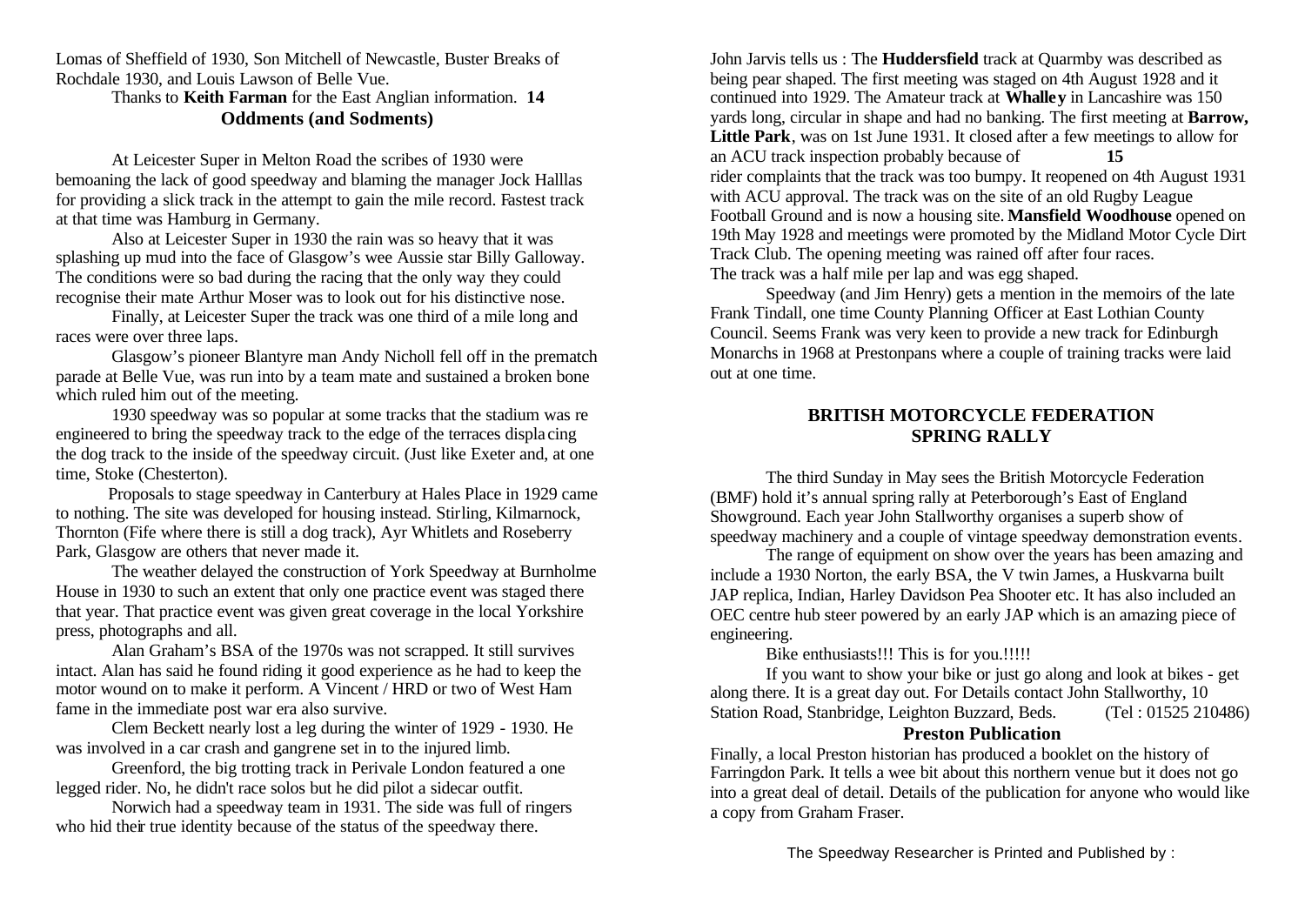Lomas of Sheffield of 1930, Son Mitchell of Newcastle, Buster Breaks of Rochdale 1930, and Louis Lawson of Belle Vue.

Thanks to **Keith Farman** for the East Anglian information.

## Oddments (and Sodments)

At Leicester Super in Melton Road the scribes of 1930 were bemoaning the lack of good speedway and blaming the manager Jock Halllas for providing a slick track in the attempt to gain the mile record. Fastest track at that time was Hamburg in Germany.

Also at Leicester Super in 1930 the rain was so heavy that it was splashing up mud into the face of Glasgow's wee Aussie star Billy Galloway. The conditions were so bad during the racing that the only way they could recognise their mate Arthur Moser was to look out for his distinctive nose.

Finally, at Leicester Super the track was one third of a mile long and races were over three laps.

Glasgow's pioneer Blantyre man Andy Nicholl fell off in the prematch parade at Belle Vue, was run into by a team mate and sustained a broken bone which ruled him out of the meeting.

1930 speedway was so popular at some tracks that the stadium was re engineered to bring the speedway track to the edge of the terraces displacing the dog track to the inside of the speedway circuit. (Just like Exeter and, at one time, Stoke (Chesterton).

Proposals to stage speedway in Canterbury at Hales Place in 1929 came to nothing. The site was developed for housing instead. Stirling, Kilmarnock, Thornton (Fife where there is still a dog track), Ayr Whitlets and Roseberry Park, Glasgow are others that never made it.

The weather delayed the construction of York Speedway at Burnholme House in 1930 to such an extent that only one practice event was staged there that year. That practice event was given great coverage in the local Yorkshire press, photographs and all.

Alan Graham's BSA of the 1970s was not scrapped. It still survives intact. Alan has said he found riding it good experience as he had to keep the motor wound on to make it perform. A Vincent / HRD or two of West Ham fame in the immediate post war era also survive.

Clem Beckett nearly lost a leg during the winter of 1929 - 1930. He was involved in a car crash and gangrene set in to the injured limb.

Greenford, the big trotting track in Perivale London featured a one legged rider. No, he didn't race solos but he did pilot a sidecar outfit.

Norwich had a speedway team in 1931. The side was full of ringers who hid their true identity because of the status of the speedway there.

John Jarvis tells us : The **Huddersfield** track at Quarmby was described as being pear shaped. The first meeting was staged on 4th August 1928 and it continued into 1929. The Amateur track at **Whalley** in Lancashire was 150 yards long, circular in shape and had no banking. The first meeting at **Barrow, Little Park**, was on 1st June 1931. It closed after a few meetings to allow for an ACU track inspection probably because of rider complaints that the track was too bumpy. It reopened on 4th August 1931 with ACU approval. The track was on the site of an old Rugby League Football Ground and is now a housing site. **Mansfield Woodhouse** opened on 19th May 1928 and meetings were promoted by the Midland Motor Cycle Dirt Track Club. The opening meeting was rained off after four races. The track was a half mile per lap and was egg shaped.

Speedway (and Jim Henry) gets a mention in the memoirs of the late Frank Tindall, one time County Planning Officer at East Lothian County Council. Seems Frank was very keen to provide a new track for Edinburgh Monarchs in 1968 at Prestonpans where a couple of training tracks were laid out at one time.

## BRITISH MOTORCYCLE FEDERATION SPRING RALLY

The third Sunday in May sees the British Motorcycle Federation (BMF) hold it's annual spring rally at Peterborough's East of England Showground. Each year John Stallworthy organises a superb show of speedway machinery and a couple of vintage speedway demonstration events.

The range of equipment on show over the years has been amazing and include a 1930 Norton, the early BSA, the V twin James, a Huskvarna built JAP replica, Indian, Harley Davidson Pea Shooter etc. It has also included an OEC centre hub steer powered by an early JAP which is an amazing piece of engineering.

Bike enthusiasts!!! This is for you.!!!!!

If you want to show your bike or just go along and look at bikes - get along there. It is a great day out. For Details contact John Stallworthy, 10 Station Road, Stanbridge, Leighton Buzzard, Beds. (Tel : 01525 210486)

## Preston Publication

Finally, a local Preston historian has produced a booklet on the history of Farringdon Park. It tells a wee bit about this northern venue but it does not go into a great deal of detail. Details of the publication for anyone who would like a copy from Graham Fraser.

The Speedway Researcher is Printed and Published by :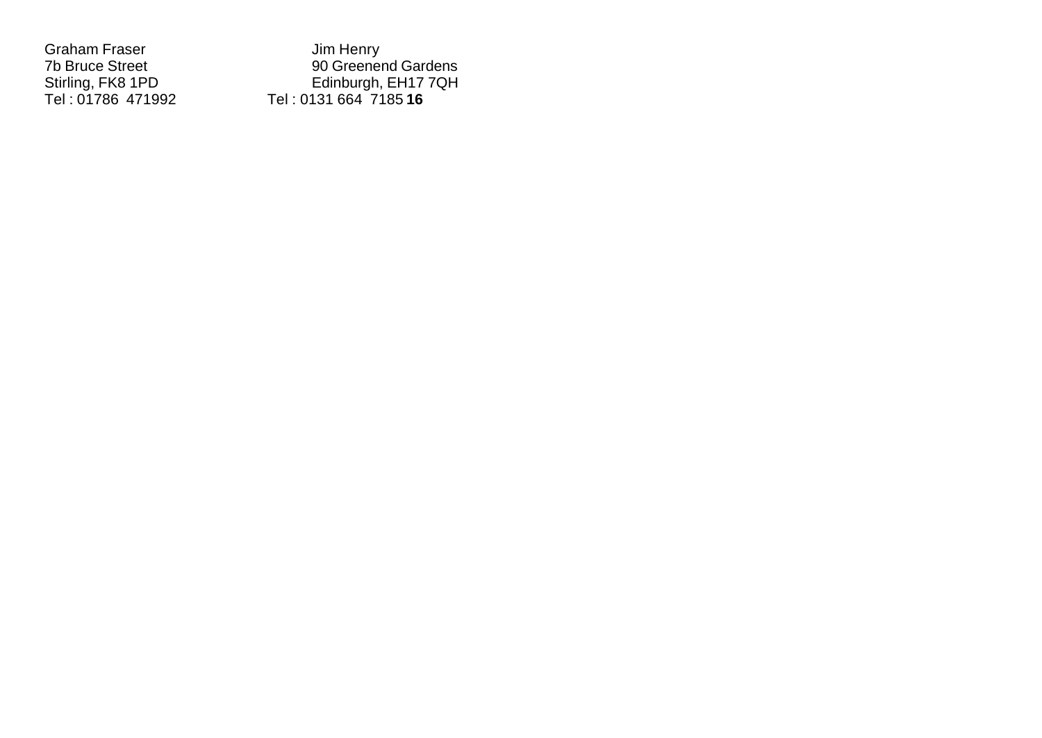Graham Fraser
7b Bruce Street
Stirling, FK8 1PD
Tel : 01786  471992

Jim Henry
90 Greenend Gardens
Edinburgh, EH17 7QH
Tel : 0131 664  7185